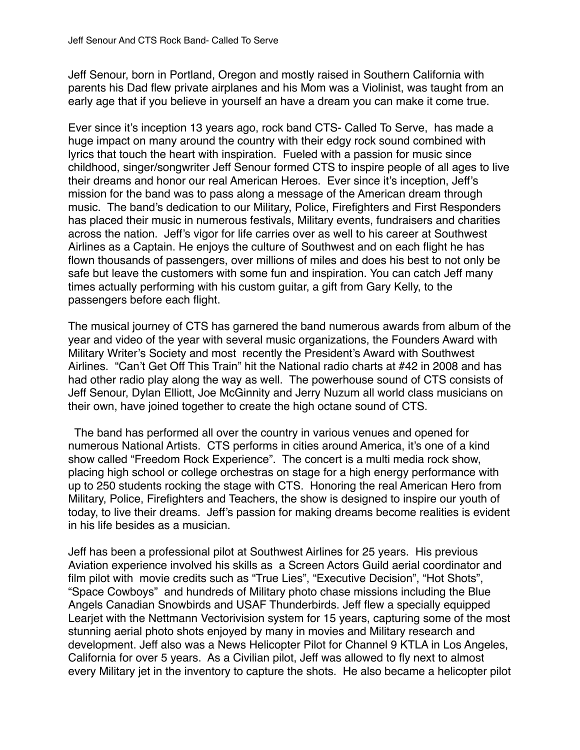Jeff Senour And CTS Rock Band- Called To Serve

Jeff Senour, born in Portland, Oregon and mostly raised in Southern California with parents his Dad flew private airplanes and his Mom was a Violinist, was taught from an early age that if you believe in yourself an have a dream you can make it come true.

Ever since it's inception 13 years ago, rock band CTS- Called To Serve, has made a huge impact on many around the country with their edgy rock sound combined with lyrics that touch the heart with inspiration. Fueled with a passion for music since childhood, singer/songwriter Jeff Senour formed CTS to inspire people of all ages to live their dreams and honor our real American Heroes. Ever since it's inception, Jeff's mission for the band was to pass along a message of the American dream through music. The band's dedication to our Military, Police, Firefighters and First Responders has placed their music in numerous festivals, Military events, fundraisers and charities across the nation. Jeff's vigor for life carries over as well to his career at Southwest Airlines as a Captain. He enjoys the culture of Southwest and on each flight he has flown thousands of passengers, over millions of miles and does his best to not only be safe but leave the customers with some fun and inspiration. You can catch Jeff many times actually performing with his custom guitar, a gift from Gary Kelly, to the passengers before each flight.

The musical journey of CTS has garnered the band numerous awards from album of the year and video of the year with several music organizations, the Founders Award with Military Writer's Society and most recently the President's Award with Southwest Airlines. "Can't Get Off This Train" hit the National radio charts at #42 in 2008 and has had other radio play along the way as well. The powerhouse sound of CTS consists of Jeff Senour, Dylan Elliott, Joe McGinnity and Jerry Nuzum all world class musicians on their own, have joined together to create the high octane sound of CTS.

The band has performed all over the country in various venues and opened for numerous National Artists. CTS performs in cities around America, it's one of a kind show called "Freedom Rock Experience". The concert is a multi media rock show, placing high school or college orchestras on stage for a high energy performance with up to 250 students rocking the stage with CTS. Honoring the real American Hero from Military, Police, Firefighters and Teachers, the show is designed to inspire our youth of today, to live their dreams. Jeff's passion for making dreams become realities is evident in his life besides as a musician.

Jeff has been a professional pilot at Southwest Airlines for 25 years. His previous Aviation experience involved his skills as a Screen Actors Guild aerial coordinator and film pilot with movie credits such as "True Lies", "Executive Decision", "Hot Shots", "Space Cowboys" and hundreds of Military photo chase missions including the Blue Angels Canadian Snowbirds and USAF Thunderbirds. Jeff flew a specially equipped Learjet with the Nettmann Vectorivision system for 15 years, capturing some of the most stunning aerial photo shots enjoyed by many in movies and Military research and development. Jeff also was a News Helicopter Pilot for Channel 9 KTLA in Los Angeles, California for over 5 years. As a Civilian pilot, Jeff was allowed to fly next to almost every Military jet in the inventory to capture the shots. He also became a helicopter pilot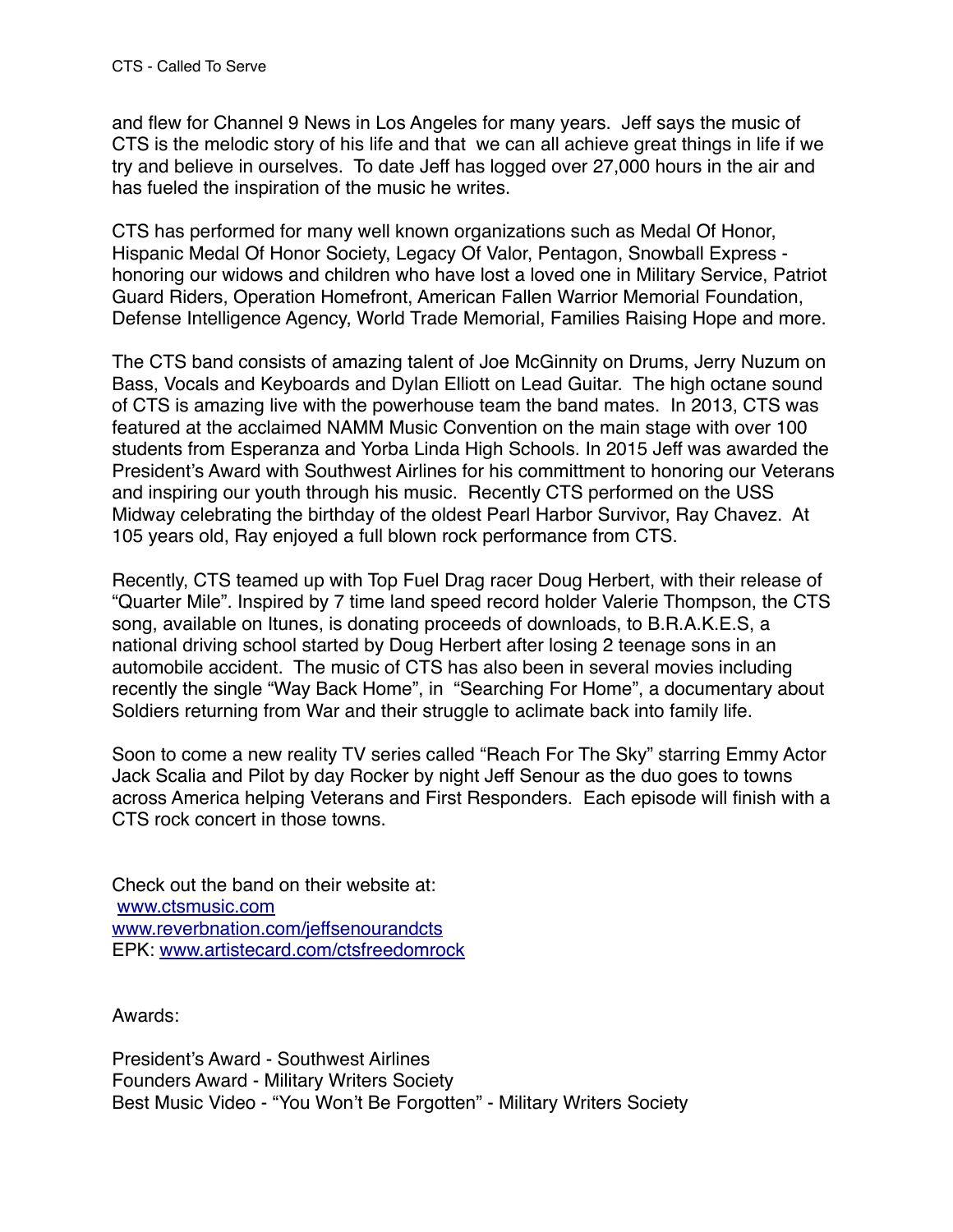and flew for Channel 9 News in Los Angeles for many years. Jeff says the music of CTS is the melodic story of his life and that we can all achieve great things in life if we try and believe in ourselves. To date Jeff has logged over 27,000 hours in the air and has fueled the inspiration of the music he writes.

CTS has performed for many well known organizations such as Medal Of Honor, Hispanic Medal Of Honor Society, Legacy Of Valor, Pentagon, Snowball Express - honoring our widows and children who have lost a loved one in Military Service, Patriot Guard Riders, Operation Homefront, American Fallen Warrior Memorial Foundation, Defense Intelligence Agency, World Trade Memorial, Families Raising Hope and more.

The CTS band consists of amazing talent of Joe McGinnity on Drums, Jerry Nuzum on Bass, Vocals and Keyboards and Dylan Elliott on Lead Guitar. The high octane sound of CTS is amazing live with the powerhouse team the band mates. In 2013, CTS was featured at the acclaimed NAMM Music Convention on the main stage with over 100 students from Esperanza and Yorba Linda High Schools. In 2015 Jeff was awarded the President's Award with Southwest Airlines for his committment to honoring our Veterans and inspiring our youth through his music. Recently CTS performed on the USS Midway celebrating the birthday of the oldest Pearl Harbor Survivor, Ray Chavez. At 105 years old, Ray enjoyed a full blown rock performance from CTS.

Recently, CTS teamed up with Top Fuel Drag racer Doug Herbert, with their release of "Quarter Mile". Inspired by 7 time land speed record holder Valerie Thompson, the CTS song, available on Itunes, is donating proceeds of downloads, to B.R.A.K.E.S, a national driving school started by Doug Herbert after losing 2 teenage sons in an automobile accident. The music of CTS has also been in several movies including recently the single "Way Back Home", in "Searching For Home", a documentary about Soldiers returning from War and their struggle to aclimate back into family life.

Soon to come a new reality TV series called "Reach For The Sky" starring Emmy Actor Jack Scalia and Pilot by day Rocker by night Jeff Senour as the duo goes to towns across America helping Veterans and First Responders. Each episode will finish with a CTS rock concert in those towns.

Check out the band on their website at:
[www.ctsmusic.com](http://www.ctsmusic.com)
[www.reverbnation.com/jeffsenourandcts](http://www.reverbnation.com/jeffsenourandcts)
EPK: [www.artistecard.com/ctsfreedomrock](http://www.artistecard.com/ctsfreedomrock)

Awards:

President's Award - Southwest Airlines
Founders Award - Military Writers Society
Best Music Video - "You Won't Be Forgotten" - Military Writers Society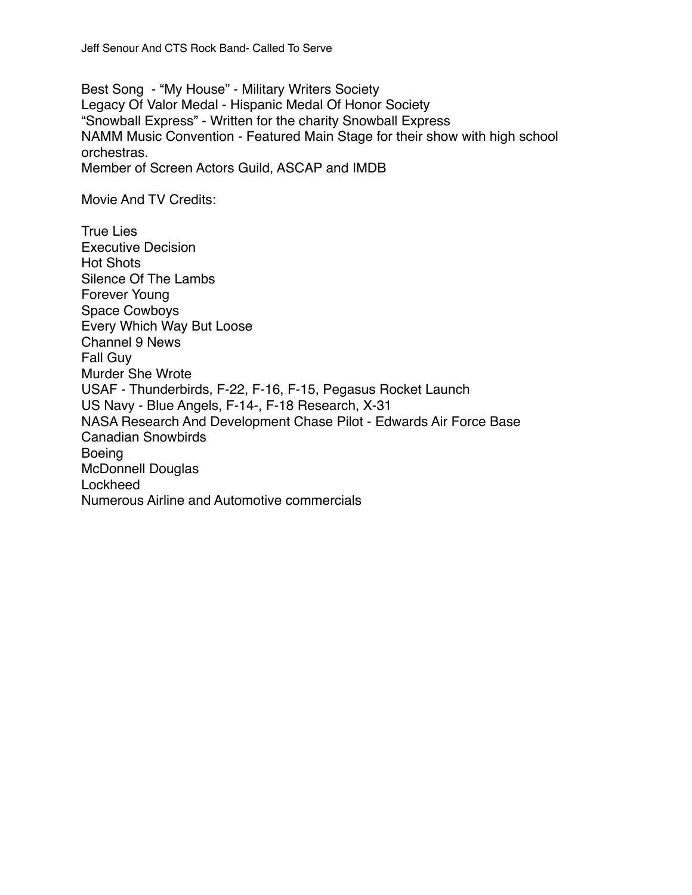Best Song - "My House" - Military Writers Society
Legacy Of Valor Medal - Hispanic Medal Of Honor Society
"Snowball Express" - Written for the charity Snowball Express
NAMM Music Convention - Featured Main Stage for their show with high school orchestras.
Member of Screen Actors Guild, ASCAP and IMDB

Movie And TV Credits:

True Lies
Executive Decision
Hot Shots
Silence Of The Lambs
Forever Young
Space Cowboys
Every Which Way But Loose
Channel 9 News
Fall Guy
Murder She Wrote
USAF - Thunderbirds, F-22, F-16, F-15, Pegasus Rocket Launch
US Navy - Blue Angels, F-14-, F-18 Research, X-31
NASA Research And Development Chase Pilot - Edwards Air Force Base
Canadian Snowbirds
Boeing
McDonnell Douglas
Lockheed
Numerous Airline and Automotive commercials